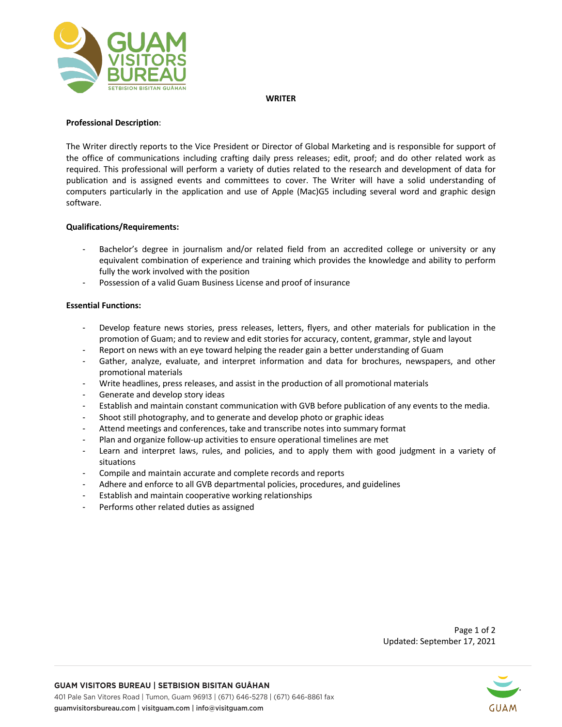# WRITER

**Professional Description**:

The Writer directly reports to the Vice President or Director of Global Marketing and is responsible for support of the office of communications including crafting daily press releases; edit, proof; and do other related work as required. This professional will perform a variety of duties related to the research and development of data for publication and is assigned events and committees to cover. The Writer will have a solid understanding of computers particularly in the application and use of Apple (Mac)G5 including several word and graphic design software.

**Qualifications/Requirements:**

- Bachelor's degree in journalism and/or related field from an accredited college or university or any equivalent combination of experience and training which provides the knowledge and ability to perform fully the work involved with the position
- Possession of a valid Guam Business License and proof of insurance

**Essential Functions:**

- Develop feature news stories, press releases, letters, flyers, and other materials for publication in the promotion of Guam; and to review and edit stories for accuracy, content, grammar, style and layout
- Report on news with an eye toward helping the reader gain a better understanding of Guam
- Gather, analyze, evaluate, and interpret information and data for brochures, newspapers, and other promotional materials
- Write headlines, press releases, and assist in the production of all promotional materials
- Generate and develop story ideas
- Establish and maintain constant communication with GVB before publication of any events to the media.
- Shoot still photography, and to generate and develop photo or graphic ideas
- Attend meetings and conferences, take and transcribe notes into summary format
- Plan and organize follow-up activities to ensure operational timelines are met
- Learn and interpret laws, rules, and policies, and to apply them with good judgment in a variety of situations
- Compile and maintain accurate and complete records and reports
- Adhere and enforce to all GVB departmental policies, procedures, and guidelines
- Establish and maintain cooperative working relationships
- Performs other related duties as assigned

Updated: September 17, 2021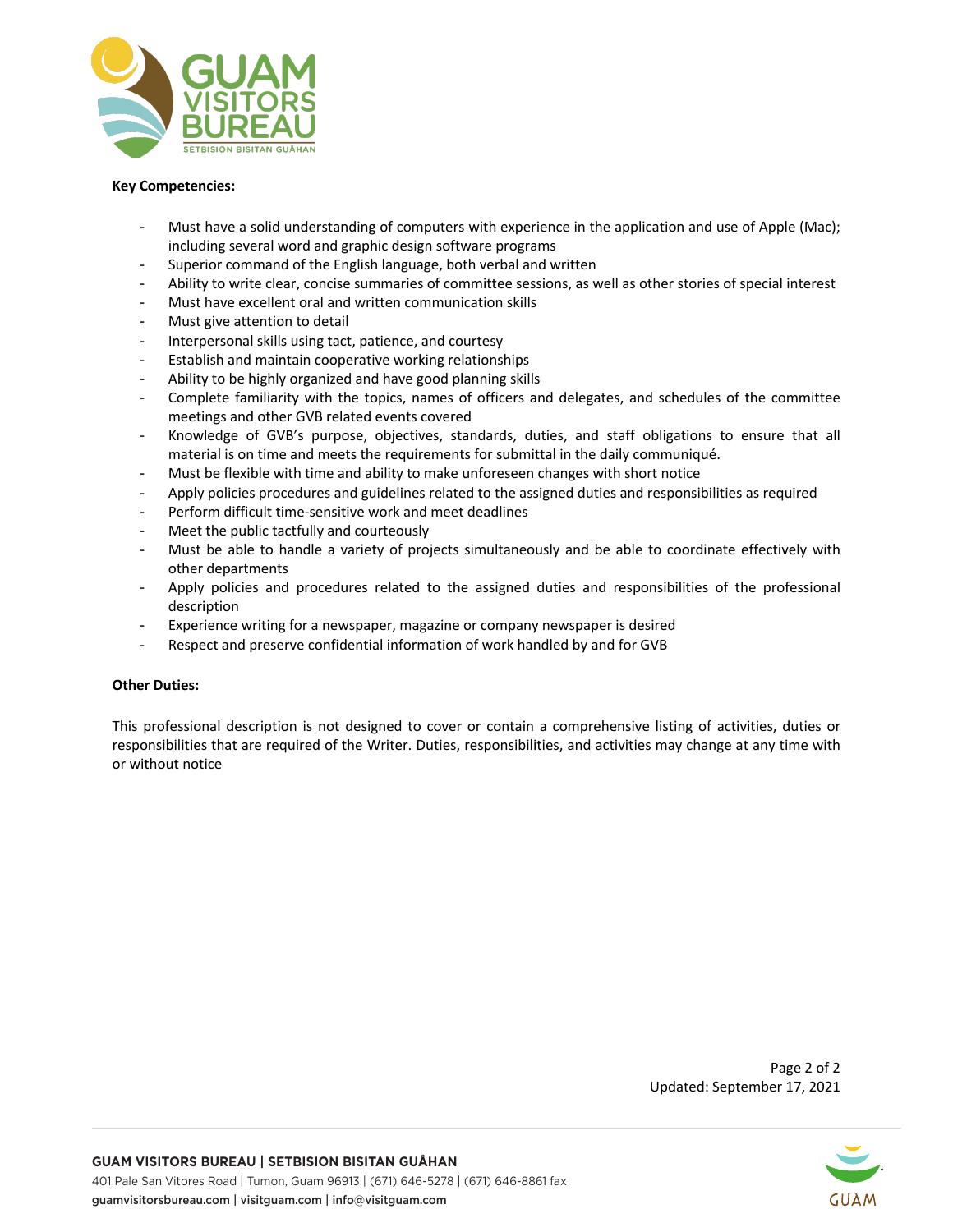**Key Competencies:**

- Must have a solid understanding of computers with experience in the application and use of Apple (Mac); including several word and graphic design software programs
- Superior command of the English language, both verbal and written
- Ability to write clear, concise summaries of committee sessions, as well as other stories of special interest
- Must have excellent oral and written communication skills
- Must give attention to detail
- Interpersonal skills using tact, patience, and courtesy
- Establish and maintain cooperative working relationships
- Ability to be highly organized and have good planning skills
- Complete familiarity with the topics, names of officers and delegates, and schedules of the committee meetings and other GVB related events covered
- Knowledge of GVB's purpose, objectives, standards, duties, and staff obligations to ensure that all material is on time and meets the requirements for submittal in the daily communiqué.
- Must be flexible with time and ability to make unforeseen changes with short notice
- Apply policies procedures and guidelines related to the assigned duties and responsibilities as required
- Perform difficult time-sensitive work and meet deadlines
- Meet the public tactfully and courteously
- Must be able to handle a variety of projects simultaneously and be able to coordinate effectively with other departments
- Apply policies and procedures related to the assigned duties and responsibilities of the professional description
- Experience writing for a newspaper, magazine or company newspaper is desired
- Respect and preserve confidential information of work handled by and for GVB

**Other Duties:**

This professional description is not designed to cover or contain a comprehensive listing of activities, duties or responsibilities that are required of the Writer. Duties, responsibilities, and activities may change at any time with or without notice

Updated: September 17, 2021